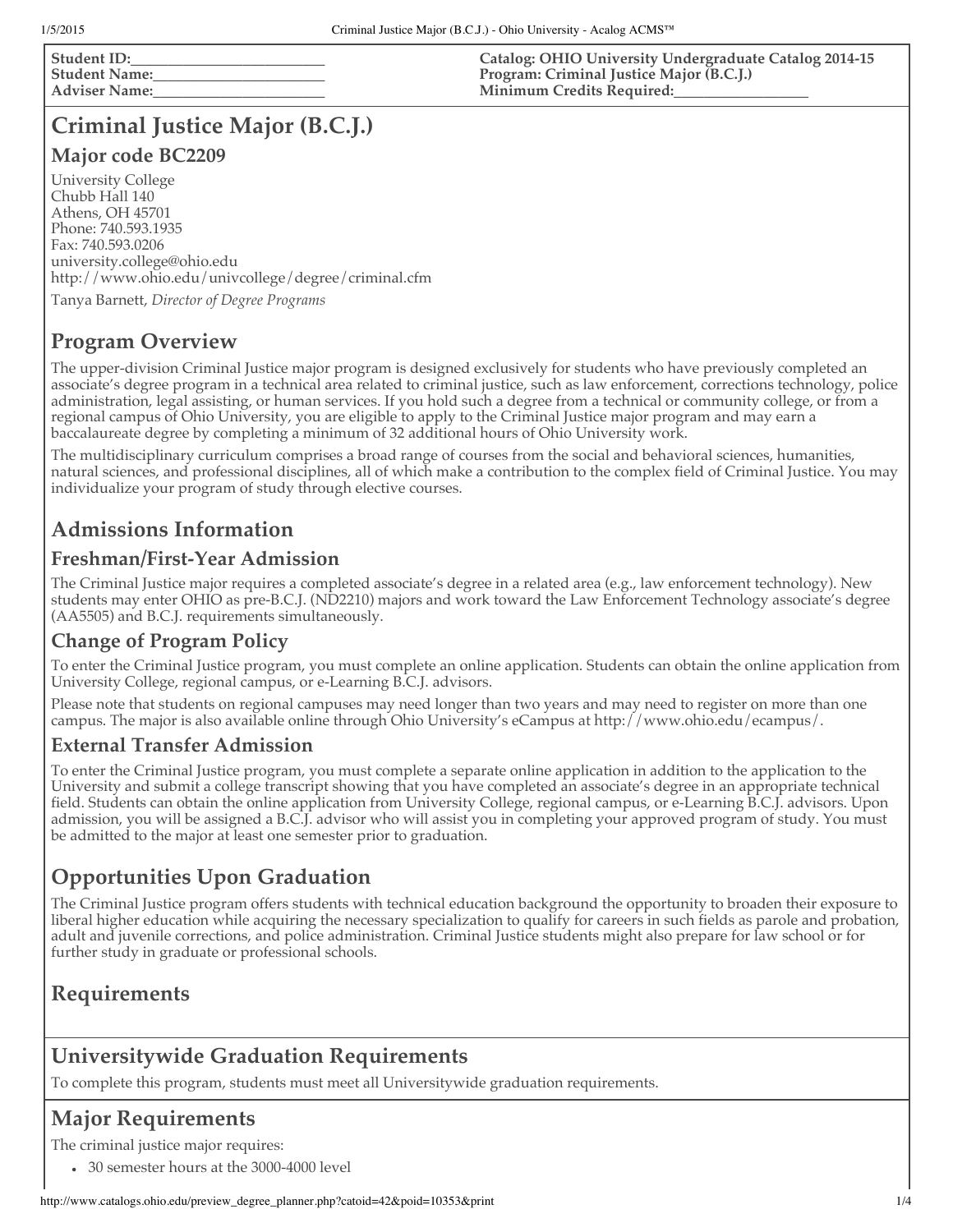**Student ID:**\_\_\_\_\_\_\_\_\_\_\_\_\_\_\_\_\_\_\_\_\_\_\_\_\_\_
**Student Name:**\_\_\_\_\_\_\_\_\_\_\_\_\_\_\_\_\_\_\_\_\_\_\_\_
**Adviser Name:**\_\_\_\_\_\_\_\_\_\_\_\_\_\_\_\_\_\_\_\_\_\_\_\_

**Catalog: OHIO University Undergraduate Catalog 2014-15**
**Program: Criminal Justice Major (B.C.J.)**
**Minimum Credits Required:**\_\_\_\_\_\_\_\_\_\_\_\_\_\_\_\_\_\_\_

# Criminal Justice Major (B.C.J.)

## Major code BC2209

University College
Chubb Hall 140
Athens, OH 45701
Phone: 740.593.1935
Fax: 740.593.0206
university.college@ohio.edu
http://www.ohio.edu/univcollege/degree/criminal.cfm

Tanya Barnett, *Director of Degree Programs*

## Program Overview

The upper-division Criminal Justice major program is designed exclusively for students who have previously completed an associate's degree program in a technical area related to criminal justice, such as law enforcement, corrections technology, police administration, legal assisting, or human services. If you hold such a degree from a technical or community college, or from a regional campus of Ohio University, you are eligible to apply to the Criminal Justice major program and may earn a baccalaureate degree by completing a minimum of 32 additional hours of Ohio University work.

The multidisciplinary curriculum comprises a broad range of courses from the social and behavioral sciences, humanities, natural sciences, and professional disciplines, all of which make a contribution to the complex field of Criminal Justice. You may individualize your program of study through elective courses.

## Admissions Information

### Freshman/First-Year Admission

The Criminal Justice major requires a completed associate's degree in a related area (e.g., law enforcement technology). New students may enter OHIO as pre-B.C.J. (ND2210) majors and work toward the Law Enforcement Technology associate's degree (AA5505) and B.C.J. requirements simultaneously.

### Change of Program Policy

To enter the Criminal Justice program, you must complete an online application. Students can obtain the online application from University College, regional campus, or e-Learning B.C.J. advisors.

Please note that students on regional campuses may need longer than two years and may need to register on more than one campus. The major is also available online through Ohio University's eCampus at http://www.ohio.edu/ecampus/.

### External Transfer Admission

To enter the Criminal Justice program, you must complete a separate online application in addition to the application to the University and submit a college transcript showing that you have completed an associate's degree in an appropriate technical field. Students can obtain the online application from University College, regional campus, or e-Learning B.C.J. advisors. Upon admission, you will be assigned a B.C.J. advisor who will assist you in completing your approved program of study. You must be admitted to the major at least one semester prior to graduation.

## Opportunities Upon Graduation

The Criminal Justice program offers students with technical education background the opportunity to broaden their exposure to liberal higher education while acquiring the necessary specialization to qualify for careers in such fields as parole and probation, adult and juvenile corrections, and police administration. Criminal Justice students might also prepare for law school or for further study in graduate or professional schools.

## Requirements

## Universitywide Graduation Requirements

To complete this program, students must meet all Universitywide graduation requirements.

## Major Requirements

The criminal justice major requires:

- 30 semester hours at the 3000-4000 level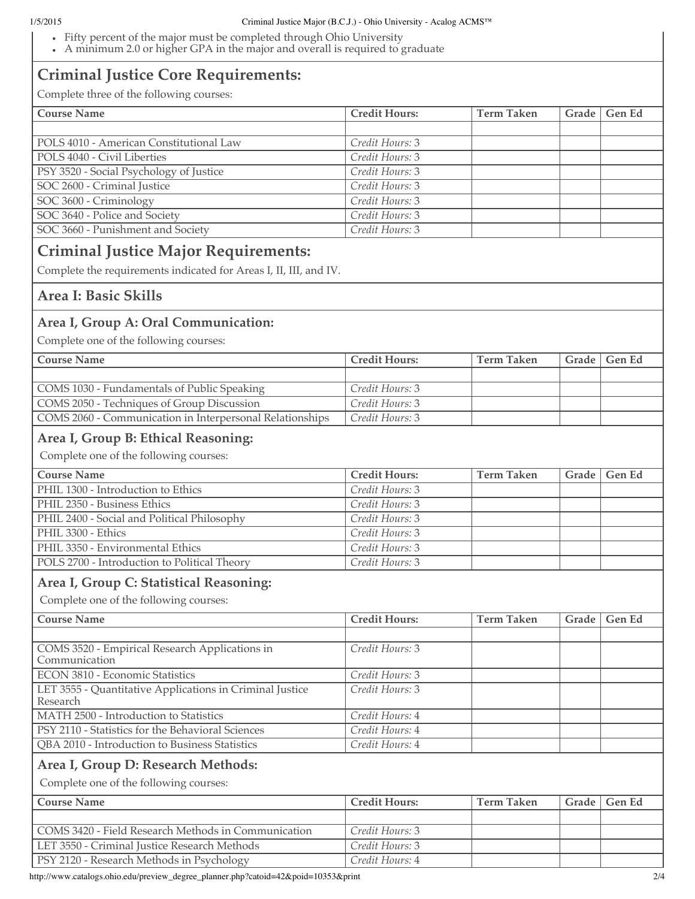- Fifty percent of the major must be completed through Ohio University
- A minimum 2.0 or higher GPA in the major and overall is required to graduate

## Criminal Justice Core Requirements:

Complete three of the following courses:

| Course Name | Credit Hours: | Term Taken | Grade | Gen Ed |
|---|---|---|---|---|
| | | | | |
| POLS 4010 - American Constitutional Law | *Credit Hours:* 3 | | | |
| POLS 4040 - Civil Liberties | *Credit Hours:* 3 | | | |
| PSY 3520 - Social Psychology of Justice | *Credit Hours:* 3 | | | |
| SOC 2600 - Criminal Justice | *Credit Hours:* 3 | | | |
| SOC 3600 - Criminology | *Credit Hours:* 3 | | | |
| SOC 3640 - Police and Society | *Credit Hours:* 3 | | | |
| SOC 3660 - Punishment and Society | *Credit Hours:* 3 | | | |

## Criminal Justice Major Requirements:

Complete the requirements indicated for Areas I, II, III, and IV.

## Area I: Basic Skills

### Area I, Group A: Oral Communication:

Complete one of the following courses:

| Course Name | Credit Hours: | Term Taken | Grade | Gen Ed |
|---|---|---|---|---|
| | | | | |
| COMS 1030 - Fundamentals of Public Speaking | *Credit Hours:* 3 | | | |
| COMS 2050 - Techniques of Group Discussion | *Credit Hours:* 3 | | | |
| COMS 2060 - Communication in Interpersonal Relationships | *Credit Hours:* 3 | | | |

### Area I, Group B: Ethical Reasoning:

Complete one of the following courses:

| Course Name | Credit Hours: | Term Taken | Grade | Gen Ed |
|---|---|---|---|---|
| PHIL 1300 - Introduction to Ethics | *Credit Hours:* 3 | | | |
| PHIL 2350 - Business Ethics | *Credit Hours:* 3 | | | |
| PHIL 2400 - Social and Political Philosophy | *Credit Hours:* 3 | | | |
| PHIL 3300 - Ethics | *Credit Hours:* 3 | | | |
| PHIL 3350 - Environmental Ethics | *Credit Hours:* 3 | | | |
| POLS 2700 - Introduction to Political Theory | *Credit Hours:* 3 | | | |

### Area I, Group C: Statistical Reasoning:

Complete one of the following courses:

| Course Name | Credit Hours: | Term Taken | Grade | Gen Ed |
|---|---|---|---|---|
| | | | | |
| COMS 3520 - Empirical Research Applications in Communication | *Credit Hours:* 3 | | | |
| ECON 3810 - Economic Statistics | *Credit Hours:* 3 | | | |
| LET 3555 - Quantitative Applications in Criminal Justice Research | *Credit Hours:* 3 | | | |
| MATH 2500 - Introduction to Statistics | *Credit Hours:* 4 | | | |
| PSY 2110 - Statistics for the Behavioral Sciences | *Credit Hours:* 4 | | | |
| QBA 2010 - Introduction to Business Statistics | *Credit Hours:* 4 | | | |

### Area I, Group D: Research Methods:

Complete one of the following courses:

| Course Name | Credit Hours: | Term Taken | Grade | Gen Ed |
|---|---|---|---|---|
| | | | | |
| COMS 3420 - Field Research Methods in Communication | *Credit Hours:* 3 | | | |
| LET 3550 - Criminal Justice Research Methods | *Credit Hours:* 3 | | | |
| PSY 2120 - Research Methods in Psychology | *Credit Hours:* 4 | | | |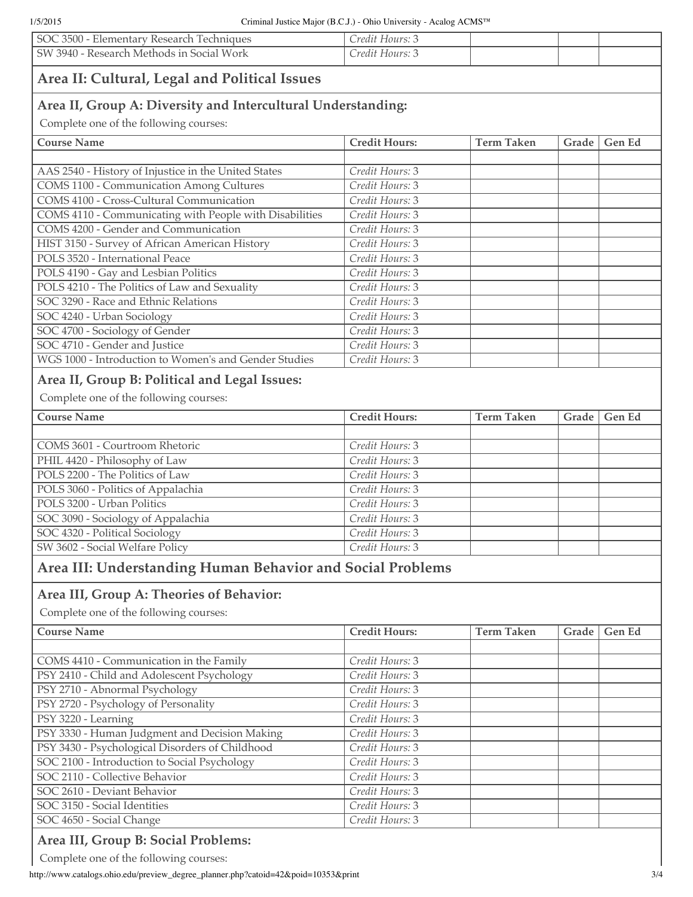| | | | | |
|---|---|---|---|---|
| SOC 3500 - Elementary Research Techniques | *Credit Hours:* 3 | | | |
| SW 3940 - Research Methods in Social Work | *Credit Hours:* 3 | | | |

## Area II: Cultural, Legal and Political Issues

### Area II, Group A: Diversity and Intercultural Understanding:

Complete one of the following courses:

| Course Name | Credit Hours: | Term Taken | Grade | Gen Ed |
|---|---|---|---|---|
| | | | | |
| AAS 2540 - History of Injustice in the United States | *Credit Hours:* 3 | | | |
| COMS 1100 - Communication Among Cultures | *Credit Hours:* 3 | | | |
| COMS 4100 - Cross-Cultural Communication | *Credit Hours:* 3 | | | |
| COMS 4110 - Communicating with People with Disabilities | *Credit Hours:* 3 | | | |
| COMS 4200 - Gender and Communication | *Credit Hours:* 3 | | | |
| HIST 3150 - Survey of African American History | *Credit Hours:* 3 | | | |
| POLS 3520 - International Peace | *Credit Hours:* 3 | | | |
| POLS 4190 - Gay and Lesbian Politics | *Credit Hours:* 3 | | | |
| POLS 4210 - The Politics of Law and Sexuality | *Credit Hours:* 3 | | | |
| SOC 3290 - Race and Ethnic Relations | *Credit Hours:* 3 | | | |
| SOC 4240 - Urban Sociology | *Credit Hours:* 3 | | | |
| SOC 4700 - Sociology of Gender | *Credit Hours:* 3 | | | |
| SOC 4710 - Gender and Justice | *Credit Hours:* 3 | | | |
| WGS 1000 - Introduction to Women's and Gender Studies | *Credit Hours:* 3 | | | |

### Area II, Group B: Political and Legal Issues:

Complete one of the following courses:

| Course Name | Credit Hours: | Term Taken | Grade | Gen Ed |
|---|---|---|---|---|
| | | | | |
| COMS 3601 - Courtroom Rhetoric | *Credit Hours:* 3 | | | |
| PHIL 4420 - Philosophy of Law | *Credit Hours:* 3 | | | |
| POLS 2200 - The Politics of Law | *Credit Hours:* 3 | | | |
| POLS 3060 - Politics of Appalachia | *Credit Hours:* 3 | | | |
| POLS 3200 - Urban Politics | *Credit Hours:* 3 | | | |
| SOC 3090 - Sociology of Appalachia | *Credit Hours:* 3 | | | |
| SOC 4320 - Political Sociology | *Credit Hours:* 3 | | | |
| SW 3602 - Social Welfare Policy | *Credit Hours:* 3 | | | |

## Area III: Understanding Human Behavior and Social Problems

### Area III, Group A: Theories of Behavior:

Complete one of the following courses:

| Course Name | Credit Hours: | Term Taken | Grade | Gen Ed |
|---|---|---|---|---|
| | | | | |
| COMS 4410 - Communication in the Family | *Credit Hours:* 3 | | | |
| PSY 2410 - Child and Adolescent Psychology | *Credit Hours:* 3 | | | |
| PSY 2710 - Abnormal Psychology | *Credit Hours:* 3 | | | |
| PSY 2720 - Psychology of Personality | *Credit Hours:* 3 | | | |
| PSY 3220 - Learning | *Credit Hours:* 3 | | | |
| PSY 3330 - Human Judgment and Decision Making | *Credit Hours:* 3 | | | |
| PSY 3430 - Psychological Disorders of Childhood | *Credit Hours:* 3 | | | |
| SOC 2100 - Introduction to Social Psychology | *Credit Hours:* 3 | | | |
| SOC 2110 - Collective Behavior | *Credit Hours:* 3 | | | |
| SOC 2610 - Deviant Behavior | *Credit Hours:* 3 | | | |
| SOC 3150 - Social Identities | *Credit Hours:* 3 | | | |
| SOC 4650 - Social Change | *Credit Hours:* 3 | | | |

### Area III, Group B: Social Problems:

Complete one of the following courses: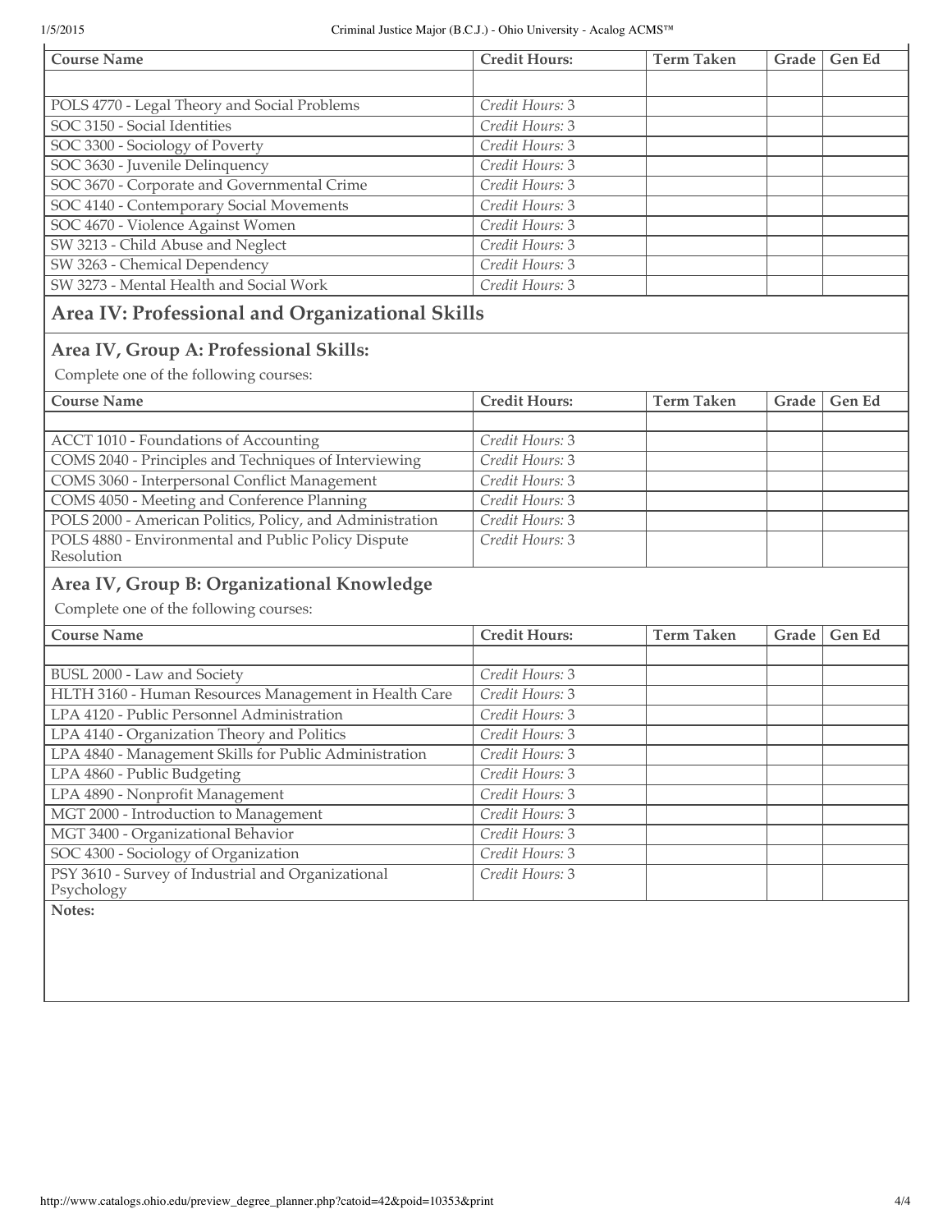| Course Name | Credit Hours: | Term Taken | Grade | Gen Ed |
|---|---|---|---|---|
| | | | | |
| POLS 4770 - Legal Theory and Social Problems | *Credit Hours:* 3 | | | |
| SOC 3150 - Social Identities | *Credit Hours:* 3 | | | |
| SOC 3300 - Sociology of Poverty | *Credit Hours:* 3 | | | |
| SOC 3630 - Juvenile Delinquency | *Credit Hours:* 3 | | | |
| SOC 3670 - Corporate and Governmental Crime | *Credit Hours:* 3 | | | |
| SOC 4140 - Contemporary Social Movements | *Credit Hours:* 3 | | | |
| SOC 4670 - Violence Against Women | *Credit Hours:* 3 | | | |
| SW 3213 - Child Abuse and Neglect | *Credit Hours:* 3 | | | |
| SW 3263 - Chemical Dependency | *Credit Hours:* 3 | | | |
| SW 3273 - Mental Health and Social Work | *Credit Hours:* 3 | | | |

## Area IV: Professional and Organizational Skills

### Area IV, Group A: Professional Skills:

Complete one of the following courses:

| Course Name | Credit Hours: | Term Taken | Grade | Gen Ed |
|---|---|---|---|---|
| | | | | |
| ACCT 1010 - Foundations of Accounting | *Credit Hours:* 3 | | | |
| COMS 2040 - Principles and Techniques of Interviewing | *Credit Hours:* 3 | | | |
| COMS 3060 - Interpersonal Conflict Management | *Credit Hours:* 3 | | | |
| COMS 4050 - Meeting and Conference Planning | *Credit Hours:* 3 | | | |
| POLS 2000 - American Politics, Policy, and Administration | *Credit Hours:* 3 | | | |
| POLS 4880 - Environmental and Public Policy Dispute Resolution | *Credit Hours:* 3 | | | |

### Area IV, Group B: Organizational Knowledge

Complete one of the following courses:

| Course Name | Credit Hours: | Term Taken | Grade | Gen Ed |
|---|---|---|---|---|
| | | | | |
| BUSL 2000 - Law and Society | *Credit Hours:* 3 | | | |
| HLTH 3160 - Human Resources Management in Health Care | *Credit Hours:* 3 | | | |
| LPA 4120 - Public Personnel Administration | *Credit Hours:* 3 | | | |
| LPA 4140 - Organization Theory and Politics | *Credit Hours:* 3 | | | |
| LPA 4840 - Management Skills for Public Administration | *Credit Hours:* 3 | | | |
| LPA 4860 - Public Budgeting | *Credit Hours:* 3 | | | |
| LPA 4890 - Nonprofit Management | *Credit Hours:* 3 | | | |
| MGT 2000 - Introduction to Management | *Credit Hours:* 3 | | | |
| MGT 3400 - Organizational Behavior | *Credit Hours:* 3 | | | |
| SOC 4300 - Sociology of Organization | *Credit Hours:* 3 | | | |
| PSY 3610 - Survey of Industrial and Organizational Psychology | *Credit Hours:* 3 | | | |

**Notes:**